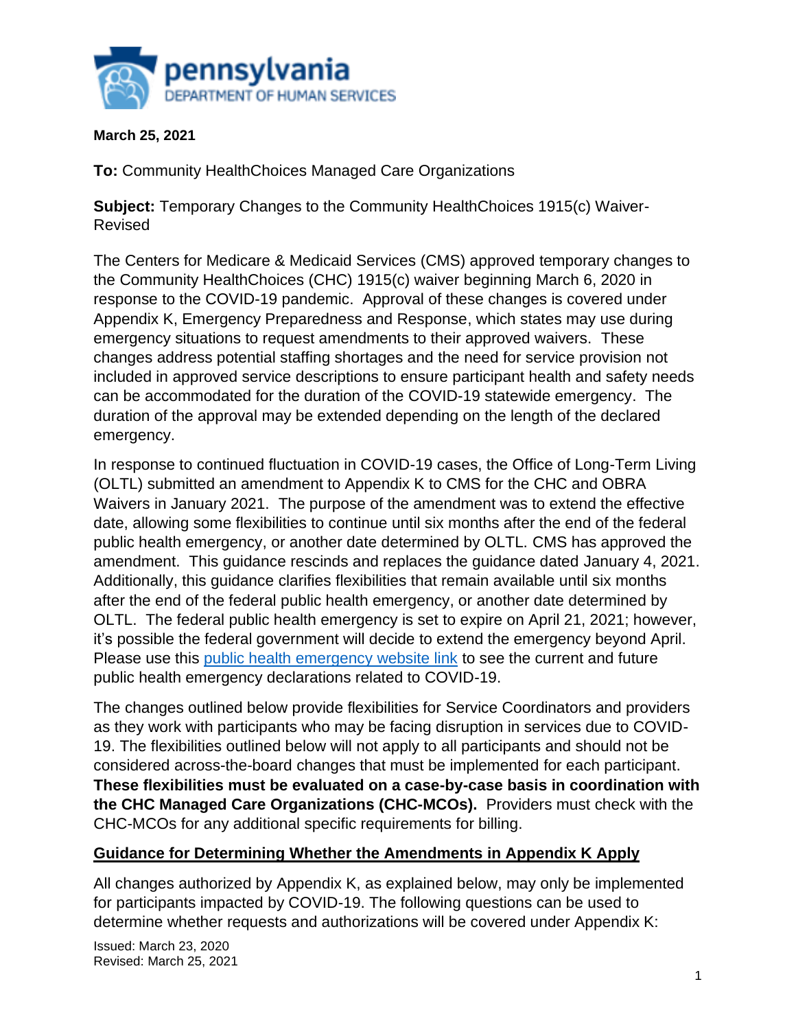**March 25, 2021**

**To:** Community HealthChoices Managed Care Organizations

**Subject:** Temporary Changes to the Community HealthChoices 1915(c) Waiver-Revised

The Centers for Medicare & Medicaid Services (CMS) approved temporary changes to the Community HealthChoices (CHC) 1915(c) waiver beginning March 6, 2020 in response to the COVID-19 pandemic. Approval of these changes is covered under Appendix K, Emergency Preparedness and Response, which states may use during emergency situations to request amendments to their approved waivers. These changes address potential staffing shortages and the need for service provision not included in approved service descriptions to ensure participant health and safety needs can be accommodated for the duration of the COVID-19 statewide emergency. The duration of the approval may be extended depending on the length of the declared emergency.

In response to continued fluctuation in COVID-19 cases, the Office of Long-Term Living (OLTL) submitted an amendment to Appendix K to CMS for the CHC and OBRA Waivers in January 2021. The purpose of the amendment was to extend the effective date, allowing some flexibilities to continue until six months after the end of the federal public health emergency, or another date determined by OLTL. CMS has approved the amendment. This guidance rescinds and replaces the guidance dated January 4, 2021. Additionally, this guidance clarifies flexibilities that remain available until six months after the end of the federal public health emergency, or another date determined by OLTL. The federal public health emergency is set to expire on April 21, 2021; however, it's possible the federal government will decide to extend the emergency beyond April. Please use this public health emergency website link to see the current and future public health emergency declarations related to COVID-19.

The changes outlined below provide flexibilities for Service Coordinators and providers as they work with participants who may be facing disruption in services due to COVID-19. The flexibilities outlined below will not apply to all participants and should not be considered across-the-board changes that must be implemented for each participant. **These flexibilities must be evaluated on a case-by-case basis in coordination with the CHC Managed Care Organizations (CHC-MCOs).** Providers must check with the CHC-MCOs for any additional specific requirements for billing.

## Guidance for Determining Whether the Amendments in Appendix K Apply

All changes authorized by Appendix K, as explained below, may only be implemented for participants impacted by COVID-19. The following questions can be used to determine whether requests and authorizations will be covered under Appendix K:

Issued: March 23, 2020
Revised: March 25, 2021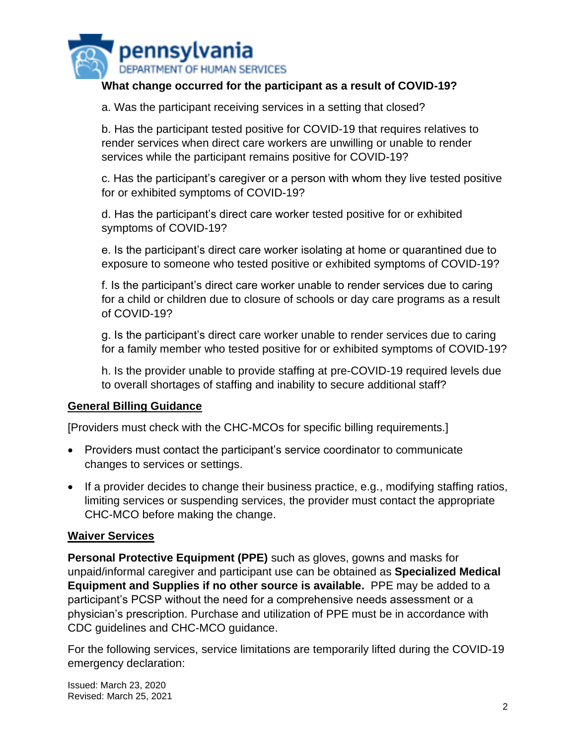**What change occurred for the participant as a result of COVID-19?**

a. Was the participant receiving services in a setting that closed?

b. Has the participant tested positive for COVID-19 that requires relatives to render services when direct care workers are unwilling or unable to render services while the participant remains positive for COVID-19?

c. Has the participant's caregiver or a person with whom they live tested positive for or exhibited symptoms of COVID-19?

d. Has the participant's direct care worker tested positive for or exhibited symptoms of COVID-19?

e. Is the participant's direct care worker isolating at home or quarantined due to exposure to someone who tested positive or exhibited symptoms of COVID-19?

f. Is the participant's direct care worker unable to render services due to caring for a child or children due to closure of schools or day care programs as a result of COVID-19?

g. Is the participant's direct care worker unable to render services due to caring for a family member who tested positive for or exhibited symptoms of COVID-19?

h. Is the provider unable to provide staffing at pre-COVID-19 required levels due to overall shortages of staffing and inability to secure additional staff?

## General Billing Guidance

[Providers must check with the CHC-MCOs for specific billing requirements.]

- Providers must contact the participant's service coordinator to communicate changes to services or settings.
- If a provider decides to change their business practice, e.g., modifying staffing ratios, limiting services or suspending services, the provider must contact the appropriate CHC-MCO before making the change.

## Waiver Services

**Personal Protective Equipment (PPE)** such as gloves, gowns and masks for unpaid/informal caregiver and participant use can be obtained as **Specialized Medical Equipment and Supplies if no other source is available.** PPE may be added to a participant's PCSP without the need for a comprehensive needs assessment or a physician's prescription. Purchase and utilization of PPE must be in accordance with CDC guidelines and CHC-MCO guidance.

For the following services, service limitations are temporarily lifted during the COVID-19 emergency declaration:

Issued: March 23, 2020
Revised: March 25, 2021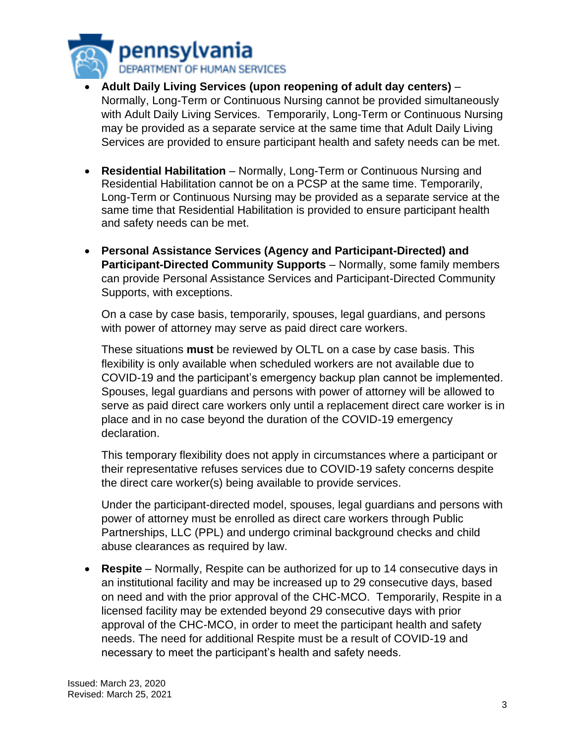- **Adult Daily Living Services (upon reopening of adult day centers)** – Normally, Long-Term or Continuous Nursing cannot be provided simultaneously with Adult Daily Living Services. Temporarily, Long-Term or Continuous Nursing may be provided as a separate service at the same time that Adult Daily Living Services are provided to ensure participant health and safety needs can be met.

- **Residential Habilitation** – Normally, Long-Term or Continuous Nursing and Residential Habilitation cannot be on a PCSP at the same time. Temporarily, Long-Term or Continuous Nursing may be provided as a separate service at the same time that Residential Habilitation is provided to ensure participant health and safety needs can be met.

- **Personal Assistance Services (Agency and Participant-Directed) and Participant-Directed Community Supports** – Normally, some family members can provide Personal Assistance Services and Participant-Directed Community Supports, with exceptions.

  On a case by case basis, temporarily, spouses, legal guardians, and persons with power of attorney may serve as paid direct care workers.

  These situations **must** be reviewed by OLTL on a case by case basis. This flexibility is only available when scheduled workers are not available due to COVID-19 and the participant's emergency backup plan cannot be implemented. Spouses, legal guardians and persons with power of attorney will be allowed to serve as paid direct care workers only until a replacement direct care worker is in place and in no case beyond the duration of the COVID-19 emergency declaration.

  This temporary flexibility does not apply in circumstances where a participant or their representative refuses services due to COVID-19 safety concerns despite the direct care worker(s) being available to provide services.

  Under the participant-directed model, spouses, legal guardians and persons with power of attorney must be enrolled as direct care workers through Public Partnerships, LLC (PPL) and undergo criminal background checks and child abuse clearances as required by law.

- **Respite** – Normally, Respite can be authorized for up to 14 consecutive days in an institutional facility and may be increased up to 29 consecutive days, based on need and with the prior approval of the CHC-MCO. Temporarily, Respite in a licensed facility may be extended beyond 29 consecutive days with prior approval of the CHC-MCO, in order to meet the participant health and safety needs. The need for additional Respite must be a result of COVID-19 and necessary to meet the participant's health and safety needs.

Issued: March 23, 2020
Revised: March 25, 2021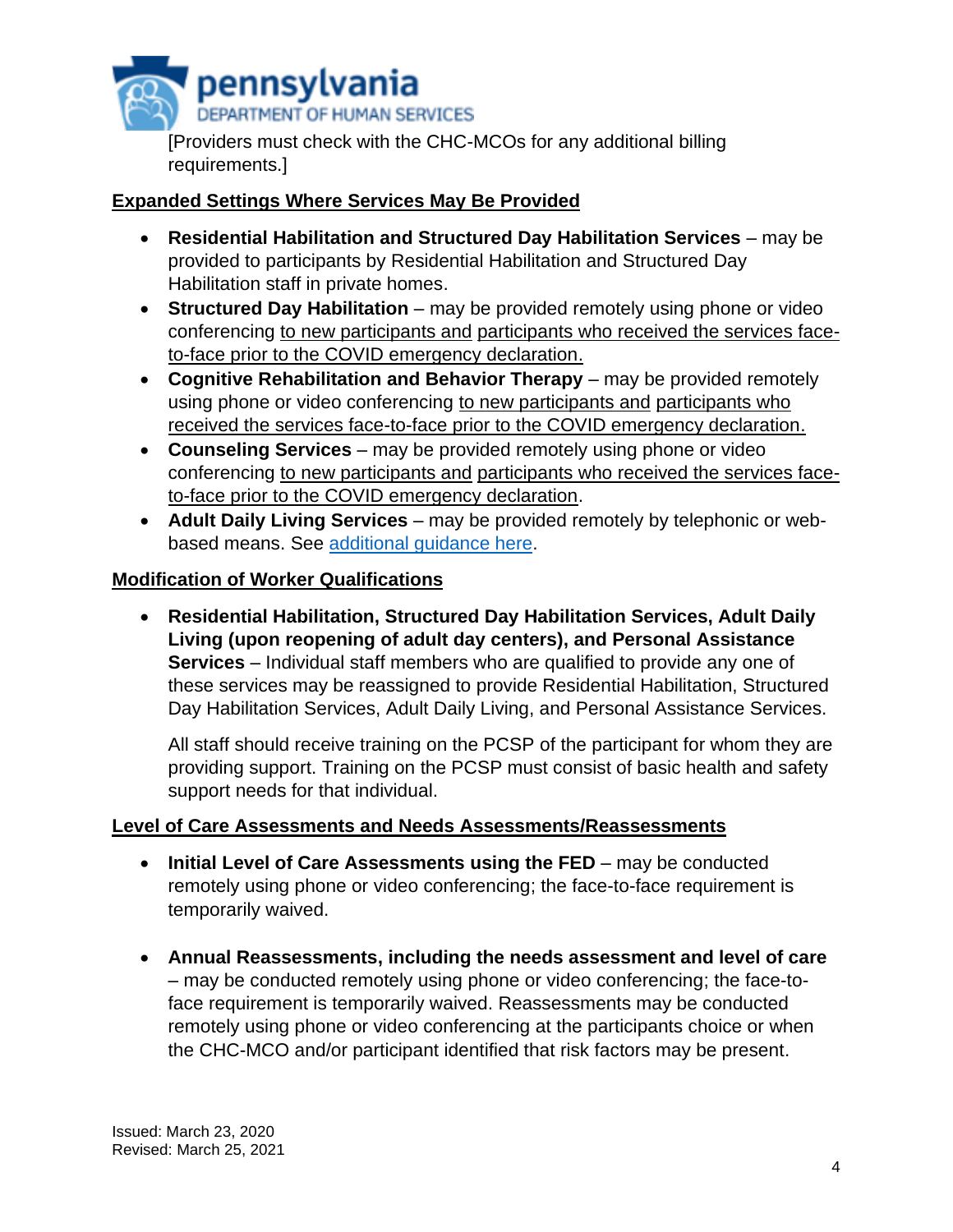[Providers must check with the CHC-MCOs for any additional billing requirements.]

## Expanded Settings Where Services May Be Provided

- **Residential Habilitation and Structured Day Habilitation Services** – may be provided to participants by Residential Habilitation and Structured Day Habilitation staff in private homes.
- **Structured Day Habilitation** – may be provided remotely using phone or video conferencing to new participants and participants who received the services face-to-face prior to the COVID emergency declaration.
- **Cognitive Rehabilitation and Behavior Therapy** – may be provided remotely using phone or video conferencing to new participants and participants who received the services face-to-face prior to the COVID emergency declaration.
- **Counseling Services** – may be provided remotely using phone or video conferencing to new participants and participants who received the services face-to-face prior to the COVID emergency declaration.
- **Adult Daily Living Services** – may be provided remotely by telephonic or web-based means. See additional guidance here.

## Modification of Worker Qualifications

- **Residential Habilitation, Structured Day Habilitation Services, Adult Daily Living (upon reopening of adult day centers), and Personal Assistance Services** – Individual staff members who are qualified to provide any one of these services may be reassigned to provide Residential Habilitation, Structured Day Habilitation Services, Adult Daily Living, and Personal Assistance Services.

  All staff should receive training on the PCSP of the participant for whom they are providing support. Training on the PCSP must consist of basic health and safety support needs for that individual.

## Level of Care Assessments and Needs Assessments/Reassessments

- **Initial Level of Care Assessments using the FED** – may be conducted remotely using phone or video conferencing; the face-to-face requirement is temporarily waived.

- **Annual Reassessments, including the needs assessment and level of care** – may be conducted remotely using phone or video conferencing; the face-to-face requirement is temporarily waived. Reassessments may be conducted remotely using phone or video conferencing at the participants choice or when the CHC-MCO and/or participant identified that risk factors may be present.

Issued: March 23, 2020
Revised: March 25, 2021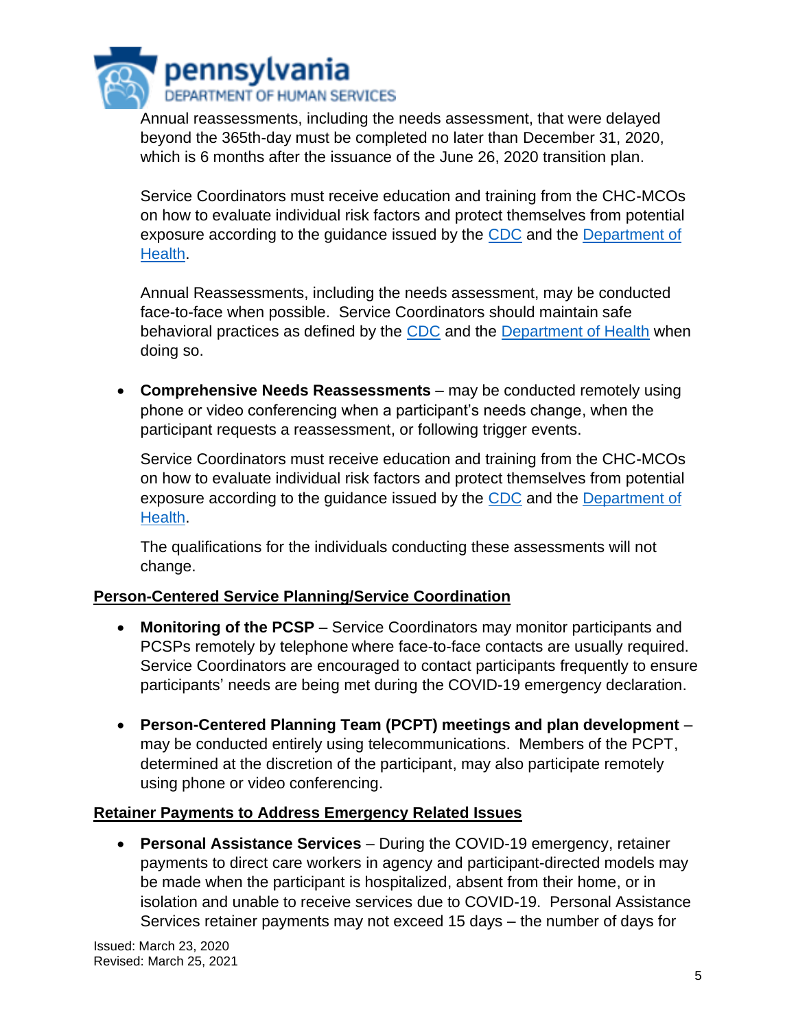Annual reassessments, including the needs assessment, that were delayed beyond the 365th-day must be completed no later than December 31, 2020, which is 6 months after the issuance of the June 26, 2020 transition plan.

Service Coordinators must receive education and training from the CHC-MCOs on how to evaluate individual risk factors and protect themselves from potential exposure according to the guidance issued by the CDC and the Department of Health.

Annual Reassessments, including the needs assessment, may be conducted face-to-face when possible. Service Coordinators should maintain safe behavioral practices as defined by the CDC and the Department of Health when doing so.

- **Comprehensive Needs Reassessments** – may be conducted remotely using phone or video conferencing when a participant's needs change, when the participant requests a reassessment, or following trigger events.

  Service Coordinators must receive education and training from the CHC-MCOs on how to evaluate individual risk factors and protect themselves from potential exposure according to the guidance issued by the CDC and the Department of Health.

  The qualifications for the individuals conducting these assessments will not change.

## Person-Centered Service Planning/Service Coordination

- **Monitoring of the PCSP** – Service Coordinators may monitor participants and PCSPs remotely by telephone where face-to-face contacts are usually required. Service Coordinators are encouraged to contact participants frequently to ensure participants' needs are being met during the COVID-19 emergency declaration.

- **Person-Centered Planning Team (PCPT) meetings and plan development** – may be conducted entirely using telecommunications. Members of the PCPT, determined at the discretion of the participant, may also participate remotely using phone or video conferencing.

## Retainer Payments to Address Emergency Related Issues

- **Personal Assistance Services** – During the COVID-19 emergency, retainer payments to direct care workers in agency and participant-directed models may be made when the participant is hospitalized, absent from their home, or in isolation and unable to receive services due to COVID-19. Personal Assistance Services retainer payments may not exceed 15 days – the number of days for

Issued: March 23, 2020
Revised: March 25, 2021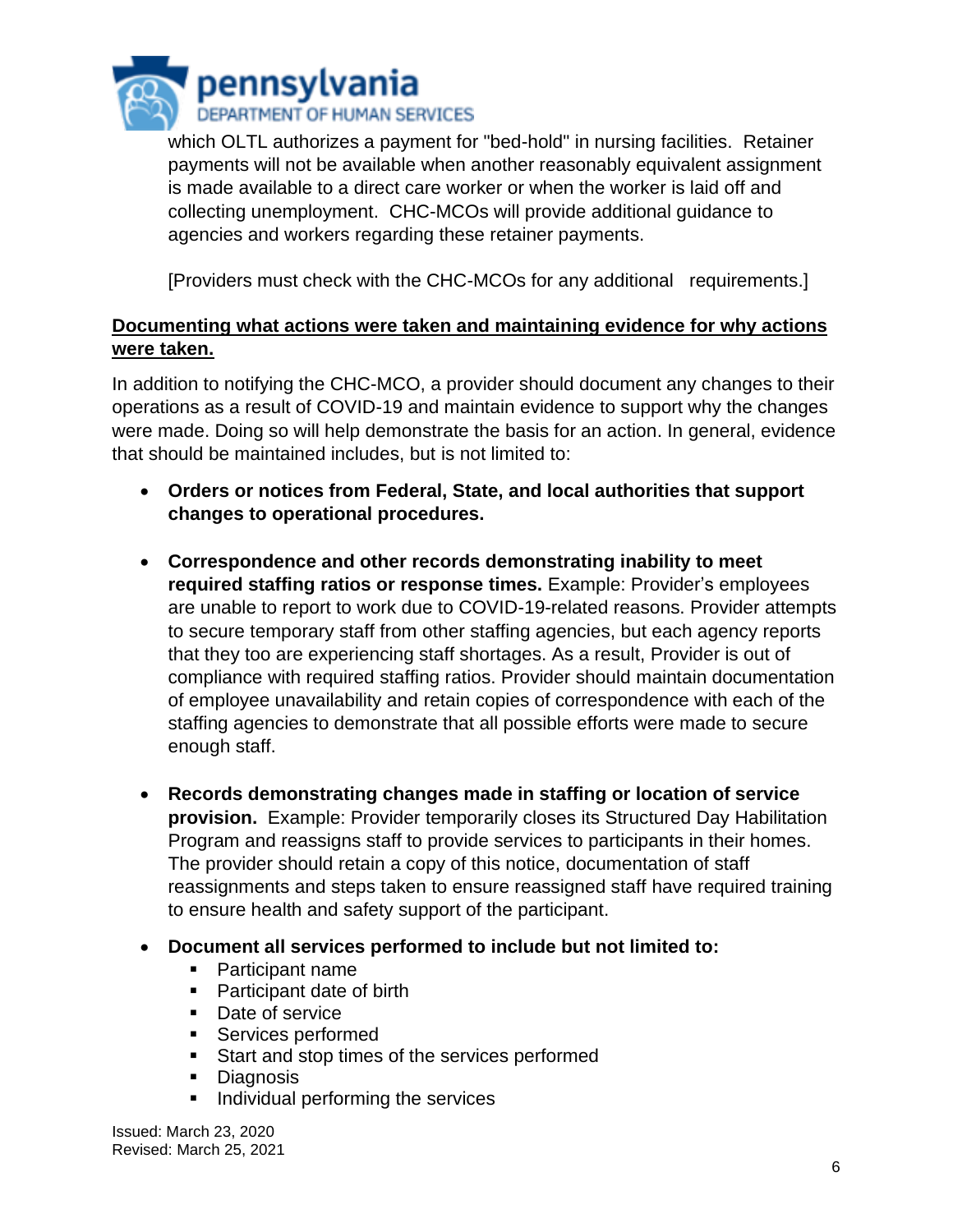which OLTL authorizes a payment for "bed-hold" in nursing facilities. Retainer payments will not be available when another reasonably equivalent assignment is made available to a direct care worker or when the worker is laid off and collecting unemployment. CHC-MCOs will provide additional guidance to agencies and workers regarding these retainer payments.

[Providers must check with the CHC-MCOs for any additional requirements.]

**Documenting what actions were taken and maintaining evidence for why actions were taken.**

In addition to notifying the CHC-MCO, a provider should document any changes to their operations as a result of COVID-19 and maintain evidence to support why the changes were made. Doing so will help demonstrate the basis for an action. In general, evidence that should be maintained includes, but is not limited to:

- **Orders or notices from Federal, State, and local authorities that support changes to operational procedures.**

- **Correspondence and other records demonstrating inability to meet required staffing ratios or response times.** Example: Provider's employees are unable to report to work due to COVID-19-related reasons. Provider attempts to secure temporary staff from other staffing agencies, but each agency reports that they too are experiencing staff shortages. As a result, Provider is out of compliance with required staffing ratios. Provider should maintain documentation of employee unavailability and retain copies of correspondence with each of the staffing agencies to demonstrate that all possible efforts were made to secure enough staff.

- **Records demonstrating changes made in staffing or location of service provision.** Example: Provider temporarily closes its Structured Day Habilitation Program and reassigns staff to provide services to participants in their homes. The provider should retain a copy of this notice, documentation of staff reassignments and steps taken to ensure reassigned staff have required training to ensure health and safety support of the participant.

- **Document all services performed to include but not limited to:**
  - Participant name
  - Participant date of birth
  - Date of service
  - Services performed
  - Start and stop times of the services performed
  - Diagnosis
  - Individual performing the services

Issued: March 23, 2020
Revised: March 25, 2021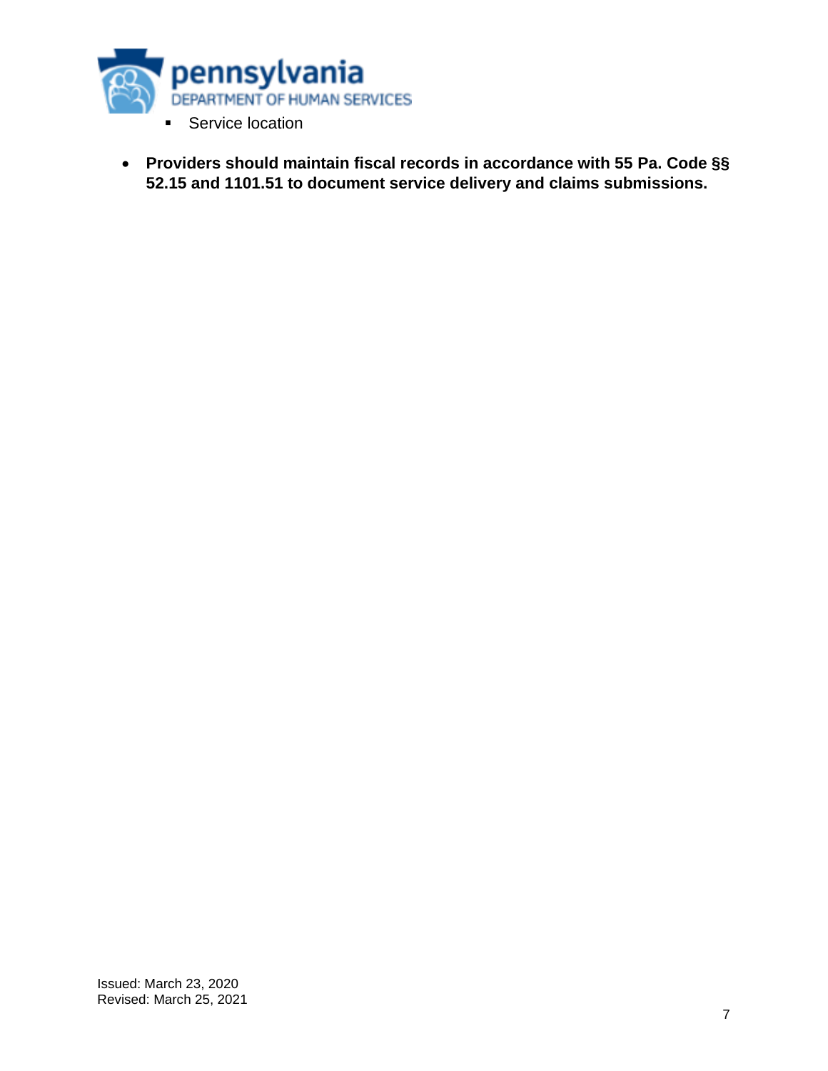- Service location

- **Providers should maintain fiscal records in accordance with 55 Pa. Code §§ 52.15 and 1101.51 to document service delivery and claims submissions.**

Issued: March 23, 2020
Revised: March 25, 2021